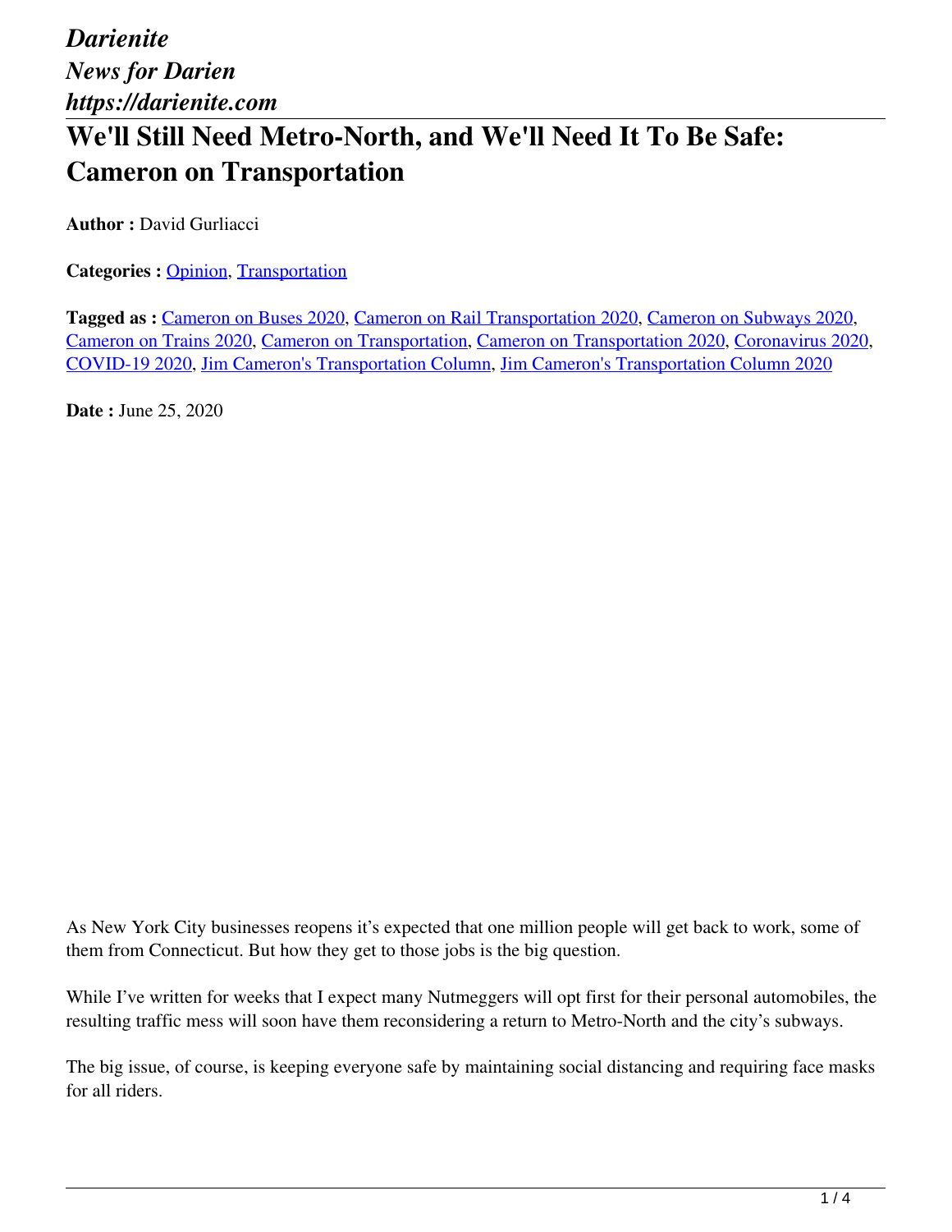*Darienite*
*News for Darien*
*https://darienite.com*

# We'll Still Need Metro-North, and We'll Need It To Be Safe: Cameron on Transportation

**Author :** David Gurliacci

**Categories :** Opinion, Transportation

**Tagged as :** Cameron on Buses 2020, Cameron on Rail Transportation 2020, Cameron on Subways 2020, Cameron on Trains 2020, Cameron on Transportation, Cameron on Transportation 2020, Coronavirus 2020, COVID-19 2020, Jim Cameron's Transportation Column, Jim Cameron's Transportation Column 2020

**Date :** June 25, 2020

As New York City businesses reopens it's expected that one million people will get back to work, some of them from Connecticut. But how they get to those jobs is the big question.

While I've written for weeks that I expect many Nutmeggers will opt first for their personal automobiles, the resulting traffic mess will soon have them reconsidering a return to Metro-North and the city's subways.

The big issue, of course, is keeping everyone safe by maintaining social distancing and requiring face masks for all riders.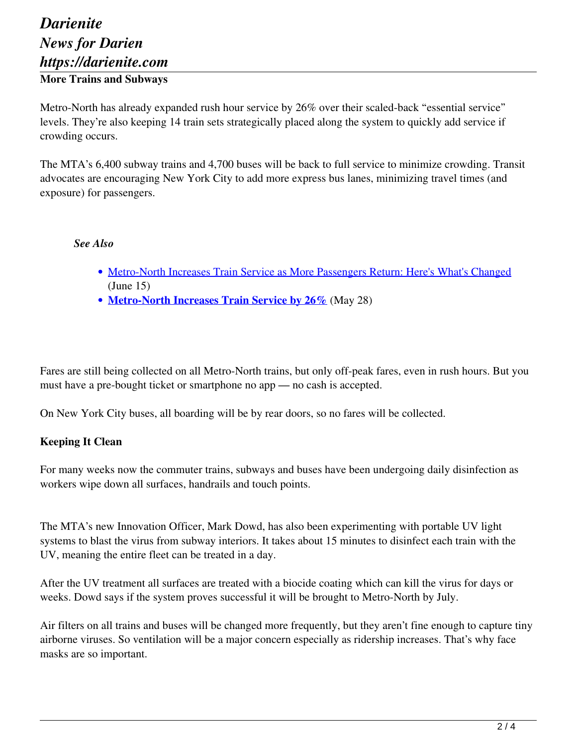## More Trains and Subways

Metro-North has already expanded rush hour service by 26% over their scaled-back "essential service" levels. They're also keeping 14 train sets strategically placed along the system to quickly add service if crowding occurs.

The MTA's 6,400 subway trains and 4,700 buses will be back to full service to minimize crowding. Transit advocates are encouraging New York City to add more express bus lanes, minimizing travel times (and exposure) for passengers.

***See Also***

- Metro-North Increases Train Service as More Passengers Return: Here's What's Changed (June 15)
- **Metro-North Increases Train Service by 26%** (May 28)

Fares are still being collected on all Metro-North trains, but only off-peak fares, even in rush hours. But you must have a pre-bought ticket or smartphone no app — no cash is accepted.

On New York City buses, all boarding will be by rear doors, so no fares will be collected.

## Keeping It Clean

For many weeks now the commuter trains, subways and buses have been undergoing daily disinfection as workers wipe down all surfaces, handrails and touch points.

The MTA's new Innovation Officer, Mark Dowd, has also been experimenting with portable UV light systems to blast the virus from subway interiors. It takes about 15 minutes to disinfect each train with the UV, meaning the entire fleet can be treated in a day.

After the UV treatment all surfaces are treated with a biocide coating which can kill the virus for days or weeks. Dowd says if the system proves successful it will be brought to Metro-North by July.

Air filters on all trains and buses will be changed more frequently, but they aren't fine enough to capture tiny airborne viruses. So ventilation will be a major concern especially as ridership increases. That's why face masks are so important.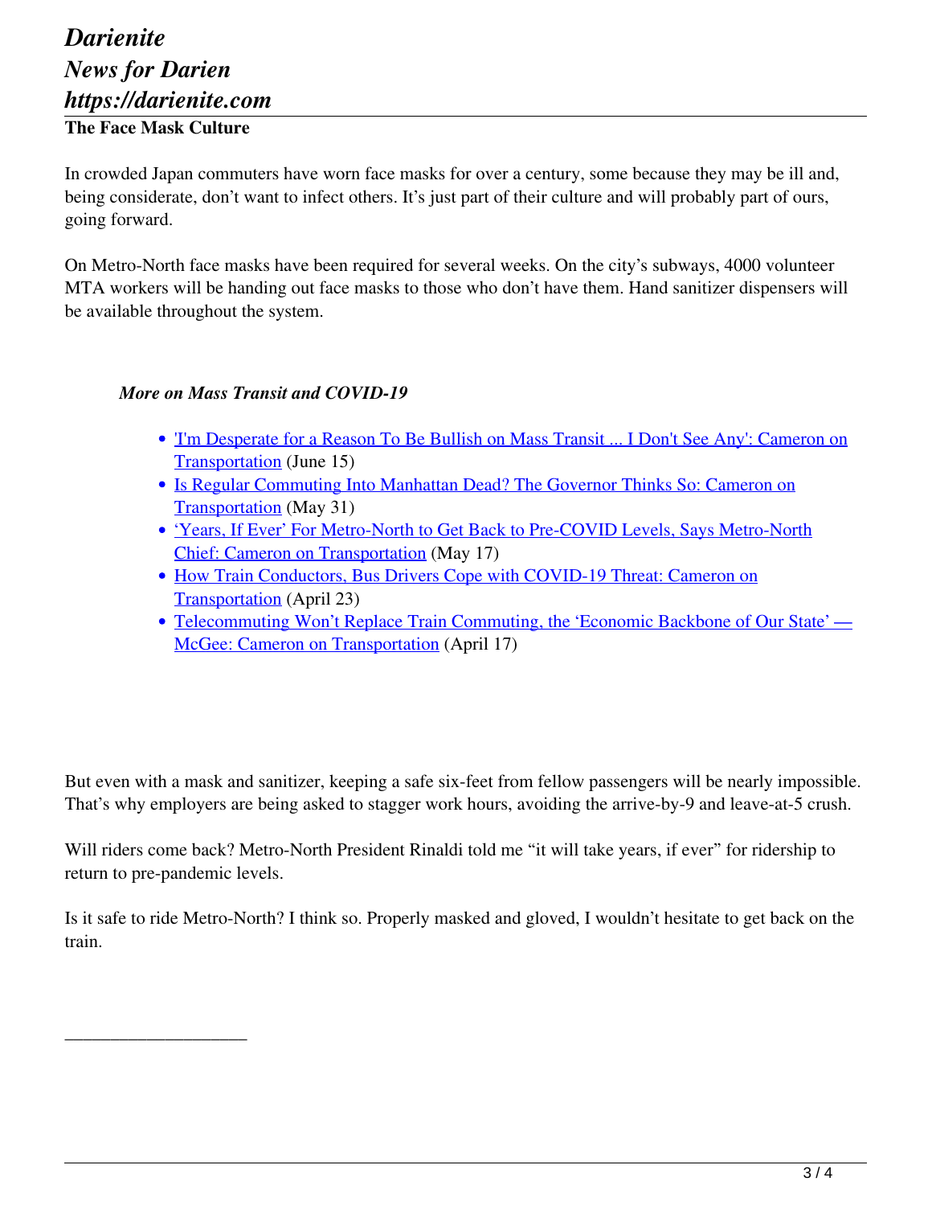**The Face Mask Culture**

In crowded Japan commuters have worn face masks for over a century, some because they may be ill and, being considerate, don't want to infect others. It's just part of their culture and will probably part of ours, going forward.

On Metro-North face masks have been required for several weeks. On the city's subways, 4000 volunteer MTA workers will be handing out face masks to those who don't have them. Hand sanitizer dispensers will be available throughout the system.

***More on Mass Transit and COVID-19***

- 'I'm Desperate for a Reason To Be Bullish on Mass Transit ... I Don't See Any': Cameron on Transportation (June 15)
- Is Regular Commuting Into Manhattan Dead? The Governor Thinks So: Cameron on Transportation (May 31)
- 'Years, If Ever' For Metro-North to Get Back to Pre-COVID Levels, Says Metro-North Chief: Cameron on Transportation (May 17)
- How Train Conductors, Bus Drivers Cope with COVID-19 Threat: Cameron on Transportation (April 23)
- Telecommuting Won't Replace Train Commuting, the 'Economic Backbone of Our State' — McGee: Cameron on Transportation (April 17)

But even with a mask and sanitizer, keeping a safe six-feet from fellow passengers will be nearly impossible. That's why employers are being asked to stagger work hours, avoiding the arrive-by-9 and leave-at-5 crush.

Will riders come back? Metro-North President Rinaldi told me "it will take years, if ever" for ridership to return to pre-pandemic levels.

Is it safe to ride Metro-North? I think so. Properly masked and gloved, I wouldn't hesitate to get back on the train.

\_\_\_\_\_\_\_\_\_\_\_\_\_\_\_\_\_\_\_\_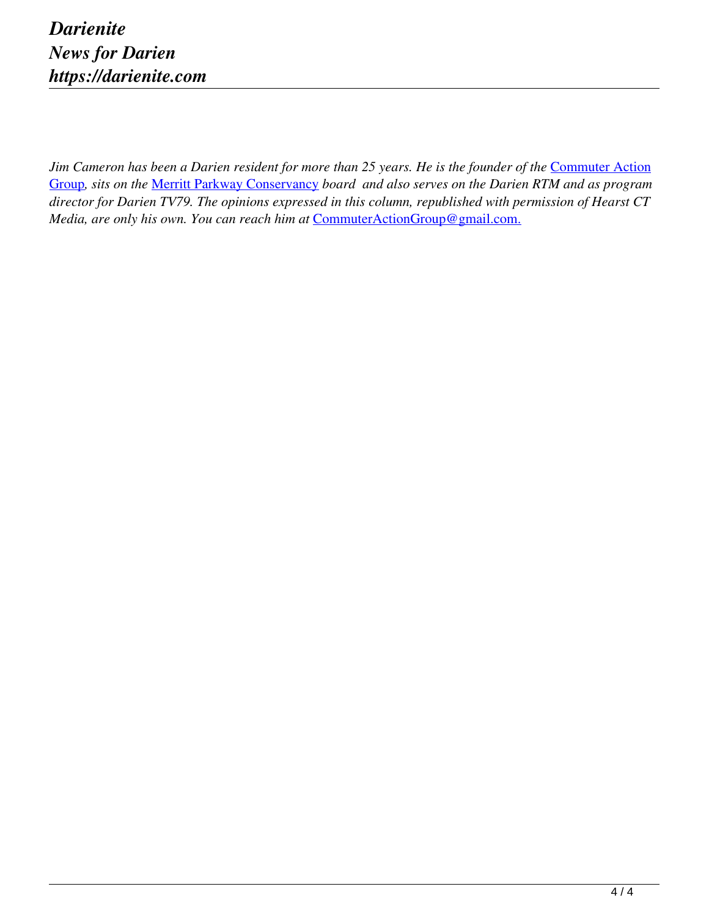*Jim Cameron has been a Darien resident for more than 25 years. He is the founder of the [Commuter Action Group](), sits on the [Merritt Parkway Conservancy]() board and also serves on the Darien RTM and as program director for Darien TV79. The opinions expressed in this column, republished with permission of Hearst CT Media, are only his own. You can reach him at [CommuterActionGroup@gmail.com.]()*